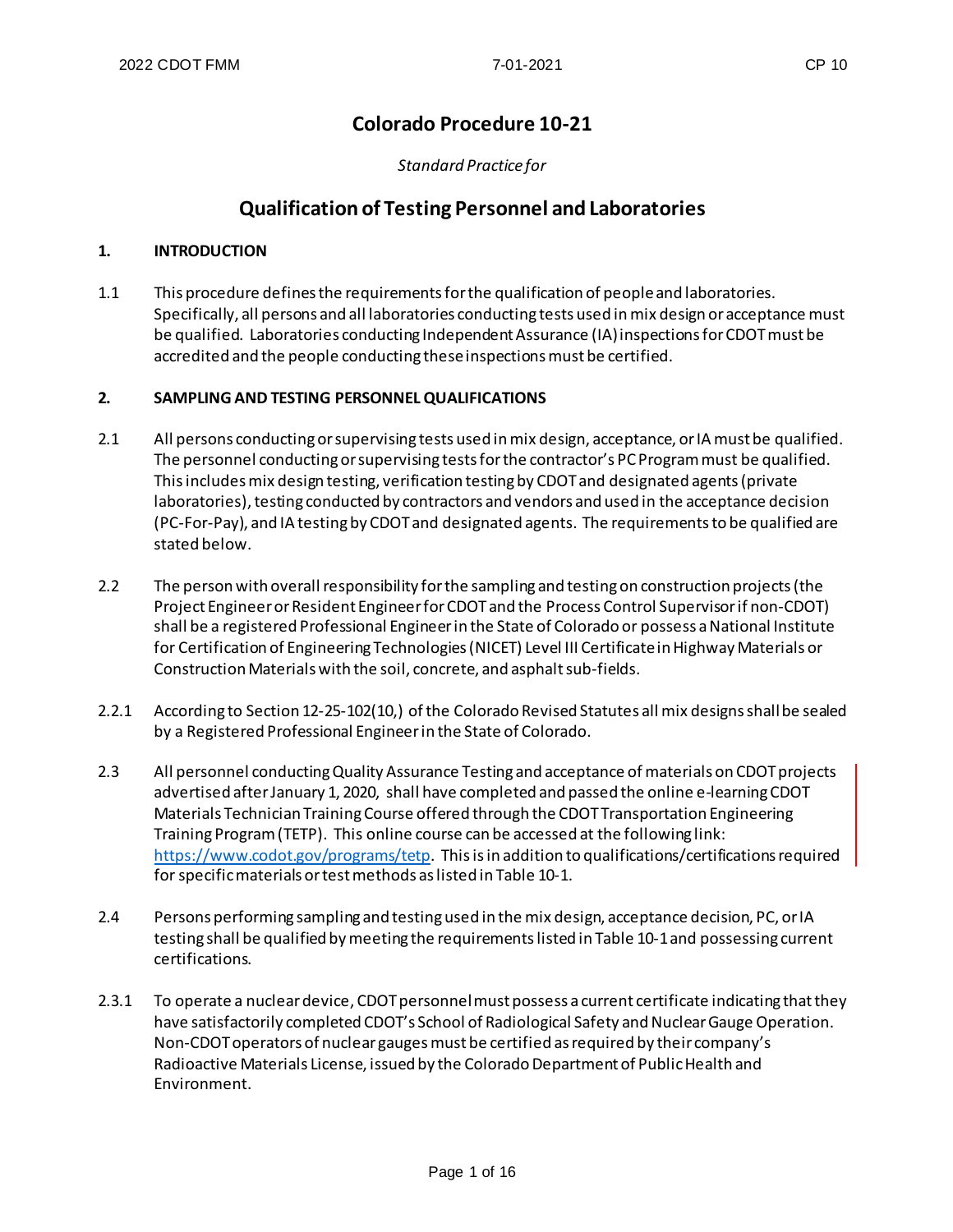# Colorado Procedure 10-21

*Standard Practice for*

## Qualification of Testing Personnel and Laboratories

### 1. INTRODUCTION

1.1 This procedure defines the requirements for the qualification of people and laboratories. Specifically, all persons and all laboratories conducting tests used in mix design or acceptance must be qualified. Laboratories conducting Independent Assurance (IA) inspections for CDOT must be accredited and the people conducting these inspections must be certified.

### 2. SAMPLING AND TESTING PERSONNEL QUALIFICATIONS

2.1 All persons conducting or supervising tests used in mix design, acceptance, or IA must be qualified. The personnel conducting or supervising tests for the contractor's PC Program must be qualified. This includes mix design testing, verification testing by CDOT and designated agents (private laboratories), testing conducted by contractors and vendors and used in the acceptance decision (PC-For-Pay), and IA testing by CDOT and designated agents. The requirements to be qualified are stated below.

2.2 The person with overall responsibility for the sampling and testing on construction projects (the Project Engineer or Resident Engineer for CDOT and the Process Control Supervisor if non-CDOT) shall be a registered Professional Engineer in the State of Colorado or possess a National Institute for Certification of Engineering Technologies (NICET) Level III Certificate in Highway Materials or Construction Materials with the soil, concrete, and asphalt sub-fields.

2.2.1 According to Section 12-25-102(10,) of the Colorado Revised Statutes all mix designs shall be sealed by a Registered Professional Engineer in the State of Colorado.

2.3 All personnel conducting Quality Assurance Testing and acceptance of materials on CDOT projects advertised after January 1, 2020, shall have completed and passed the online e-learning CDOT Materials Technician Training Course offered through the CDOT Transportation Engineering Training Program (TETP). This online course can be accessed at the following link: https://www.codot.gov/programs/tetp. This is in addition to qualifications/certifications required for specific materials or test methods as listed in Table 10-1.

2.4 Persons performing sampling and testing used in the mix design, acceptance decision, PC, or IA testing shall be qualified by meeting the requirements listed in Table 10-1 and possessing current certifications.

2.3.1 To operate a nuclear device, CDOT personnel must possess a current certificate indicating that they have satisfactorily completed CDOT's School of Radiological Safety and Nuclear Gauge Operation. Non-CDOT operators of nuclear gauges must be certified as required by their company's Radioactive Materials License, issued by the Colorado Department of Public Health and Environment.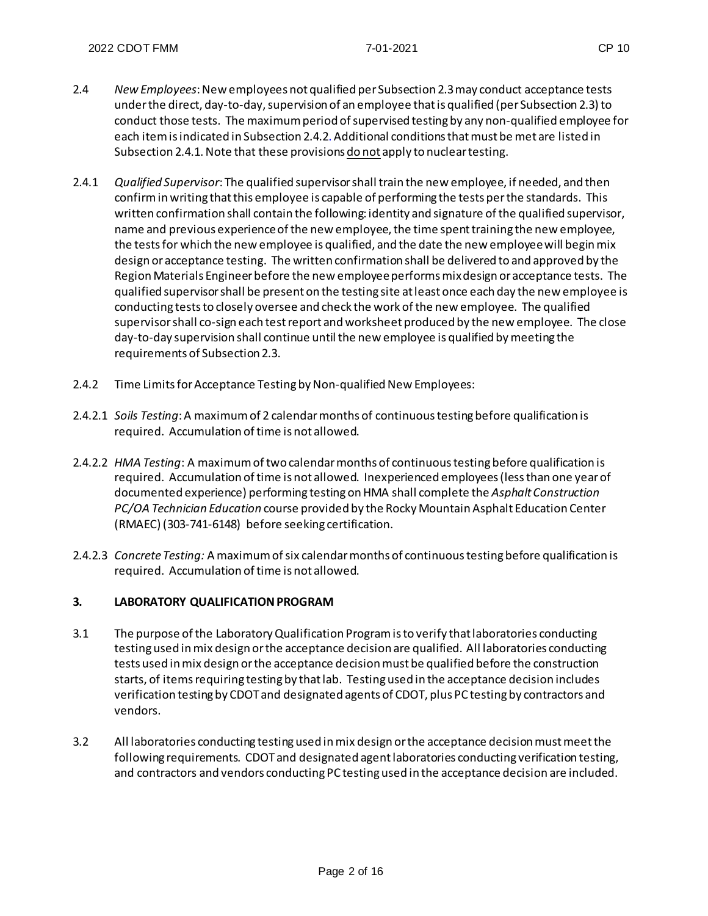2.4 *New Employees*: New employees not qualified per Subsection 2.3 may conduct acceptance tests under the direct, day-to-day, supervision of an employee that is qualified (per Subsection 2.3) to conduct those tests. The maximum period of supervised testing by any non-qualified employee for each item is indicated in Subsection 2.4.2. Additional conditions that must be met are listed in Subsection 2.4.1. Note that these provisions <u>do not</u> apply to nuclear testing.

2.4.1 *Qualified Supervisor*: The qualified supervisor shall train the new employee, if needed, and then confirm in writing that this employee is capable of performing the tests per the standards. This written confirmation shall contain the following: identity and signature of the qualified supervisor, name and previous experience of the new employee, the time spent training the new employee, the tests for which the new employee is qualified, and the date the new employee will begin mix design or acceptance testing. The written confirmation shall be delivered to and approved by the Region Materials Engineer before the new employee performs mix design or acceptance tests. The qualified supervisor shall be present on the testing site at least once each day the new employee is conducting tests to closely oversee and check the work of the new employee. The qualified supervisor shall co-sign each test report and worksheet produced by the new employee. The close day-to-day supervision shall continue until the new employee is qualified by meeting the requirements of Subsection 2.3.

2.4.2 Time Limits for Acceptance Testing by Non-qualified New Employees:

2.4.2.1 *Soils Testing*: A maximum of 2 calendar months of continuous testing before qualification is required. Accumulation of time is not allowed.

2.4.2.2 *HMA Testing*: A maximum of two calendar months of continuous testing before qualification is required. Accumulation of time is not allowed. Inexperienced employees (less than one year of documented experience) performing testing on HMA shall complete the *Asphalt Construction PC/OA Technician Education* course provided by the Rocky Mountain Asphalt Education Center (RMAEC) (303-741-6148) before seeking certification.

2.4.2.3 *Concrete Testing:* A maximum of six calendar months of continuous testing before qualification is required. Accumulation of time is not allowed.

## 3. LABORATORY QUALIFICATION PROGRAM

3.1 The purpose of the Laboratory Qualification Program is to verify that laboratories conducting testing used in mix design or the acceptance decision are qualified. All laboratories conducting tests used in mix design or the acceptance decision must be qualified before the construction starts, of items requiring testing by that lab. Testing used in the acceptance decision includes verification testing by CDOT and designated agents of CDOT, plus PC testing by contractors and vendors.

3.2 All laboratories conducting testing used in mix design or the acceptance decision must meet the following requirements. CDOT and designated agent laboratories conducting verification testing, and contractors and vendors conducting PC testing used in the acceptance decision are included.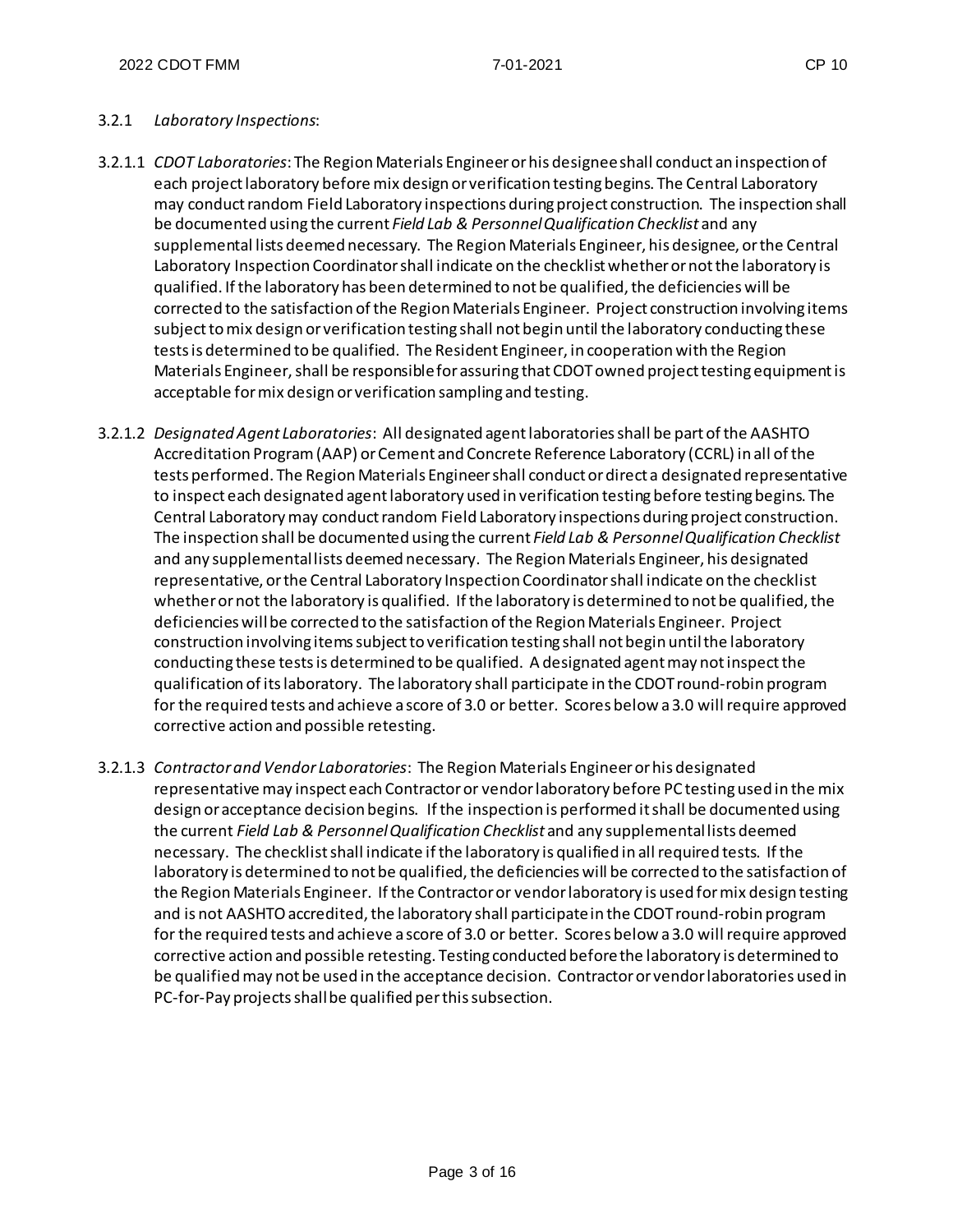3.2.1 *Laboratory Inspections*:

3.2.1.1 *CDOT Laboratories*: The Region Materials Engineer or his designee shall conduct an inspection of each project laboratory before mix design or verification testing begins. The Central Laboratory may conduct random Field Laboratory inspections during project construction. The inspection shall be documented using the current *Field Lab & Personnel Qualification Checklist* and any supplemental lists deemed necessary. The Region Materials Engineer, his designee, or the Central Laboratory Inspection Coordinator shall indicate on the checklist whether or not the laboratory is qualified. If the laboratory has been determined to not be qualified, the deficiencies will be corrected to the satisfaction of the Region Materials Engineer. Project construction involving items subject to mix design or verification testing shall not begin until the laboratory conducting these tests is determined to be qualified. The Resident Engineer, in cooperation with the Region Materials Engineer, shall be responsible for assuring that CDOT owned project testing equipment is acceptable for mix design or verification sampling and testing.

3.2.1.2 *Designated Agent Laboratories*: All designated agent laboratories shall be part of the AASHTO Accreditation Program (AAP) or Cement and Concrete Reference Laboratory (CCRL) in all of the tests performed. The Region Materials Engineer shall conduct or direct a designated representative to inspect each designated agent laboratory used in verification testing before testing begins. The Central Laboratory may conduct random Field Laboratory inspections during project construction. The inspection shall be documented using the current *Field Lab & Personnel Qualification Checklist* and any supplemental lists deemed necessary. The Region Materials Engineer, his designated representative, or the Central Laboratory Inspection Coordinator shall indicate on the checklist whether or not the laboratory is qualified. If the laboratory is determined to not be qualified, the deficiencies will be corrected to the satisfaction of the Region Materials Engineer. Project construction involving items subject to verification testing shall not begin until the laboratory conducting these tests is determined to be qualified. A designated agent may not inspect the qualification of its laboratory. The laboratory shall participate in the CDOT round-robin program for the required tests and achieve a score of 3.0 or better. Scores below a 3.0 will require approved corrective action and possible retesting.

3.2.1.3 *Contractor and Vendor Laboratories*: The Region Materials Engineer or his designated representative may inspect each Contractor or vendor laboratory before PC testing used in the mix design or acceptance decision begins. If the inspection is performed it shall be documented using the current *Field Lab & Personnel Qualification Checklist* and any supplemental lists deemed necessary. The checklist shall indicate if the laboratory is qualified in all required tests. If the laboratory is determined to not be qualified, the deficiencies will be corrected to the satisfaction of the Region Materials Engineer. If the Contractor or vendor laboratory is used for mix design testing and is not AASHTO accredited, the laboratory shall participate in the CDOT round-robin program for the required tests and achieve a score of 3.0 or better. Scores below a 3.0 will require approved corrective action and possible retesting. Testing conducted before the laboratory is determined to be qualified may not be used in the acceptance decision. Contractor or vendor laboratories used in PC-for-Pay projects shall be qualified per this subsection.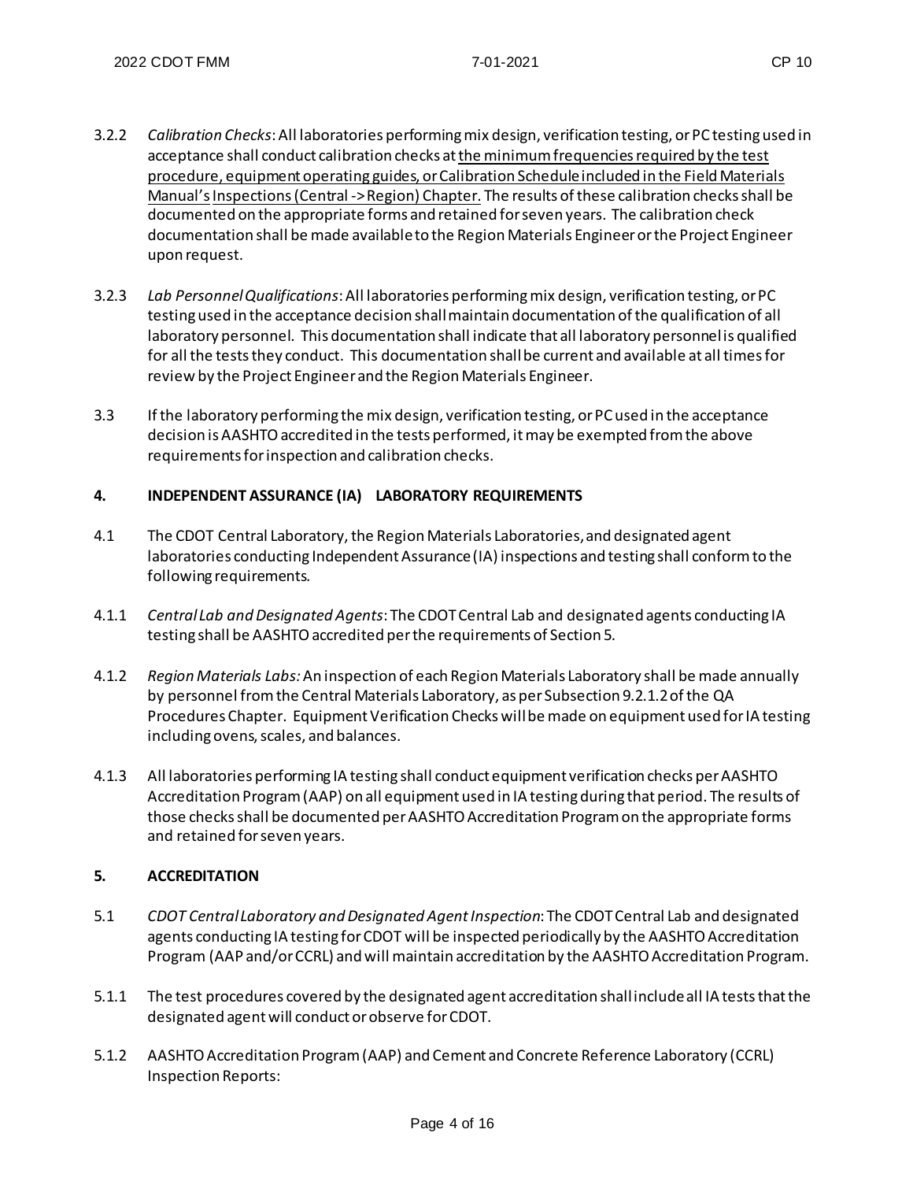3.2.2 *Calibration Checks*: All laboratories performing mix design, verification testing, or PC testing used in acceptance shall conduct calibration checks at the minimum frequencies required by the test procedure, equipment operating guides, or Calibration Schedule included in the Field Materials Manual's Inspections (Central -> Region) Chapter. The results of these calibration checks shall be documented on the appropriate forms and retained for seven years. The calibration check documentation shall be made available to the Region Materials Engineer or the Project Engineer upon request.

3.2.3 *Lab Personnel Qualifications*: All laboratories performing mix design, verification testing, or PC testing used in the acceptance decision shall maintain documentation of the qualification of all laboratory personnel. This documentation shall indicate that all laboratory personnel is qualified for all the tests they conduct. This documentation shall be current and available at all times for review by the Project Engineer and the Region Materials Engineer.

3.3 If the laboratory performing the mix design, verification testing, or PC used in the acceptance decision is AASHTO accredited in the tests performed, it may be exempted from the above requirements for inspection and calibration checks.

## 4. INDEPENDENT ASSURANCE (IA) LABORATORY REQUIREMENTS

4.1 The CDOT Central Laboratory, the Region Materials Laboratories, and designated agent laboratories conducting Independent Assurance (IA) inspections and testing shall conform to the following requirements.

4.1.1 *Central Lab and Designated Agents*: The CDOT Central Lab and designated agents conducting IA testing shall be AASHTO accredited per the requirements of Section 5.

4.1.2 *Region Materials Labs:* An inspection of each Region Materials Laboratory shall be made annually by personnel from the Central Materials Laboratory, as per Subsection 9.2.1.2 of the QA Procedures Chapter. Equipment Verification Checks will be made on equipment used for IA testing including ovens, scales, and balances.

4.1.3 All laboratories performing IA testing shall conduct equipment verification checks per AASHTO Accreditation Program (AAP) on all equipment used in IA testing during that period. The results of those checks shall be documented per AASHTO Accreditation Program on the appropriate forms and retained for seven years.

## 5. ACCREDITATION

5.1 *CDOT Central Laboratory and Designated Agent Inspection*: The CDOT Central Lab and designated agents conducting IA testing for CDOT will be inspected periodically by the AASHTO Accreditation Program (AAP and/or CCRL) and will maintain accreditation by the AASHTO Accreditation Program.

5.1.1 The test procedures covered by the designated agent accreditation shall include all IA tests that the designated agent will conduct or observe for CDOT.

5.1.2 AASHTO Accreditation Program (AAP) and Cement and Concrete Reference Laboratory (CCRL) Inspection Reports: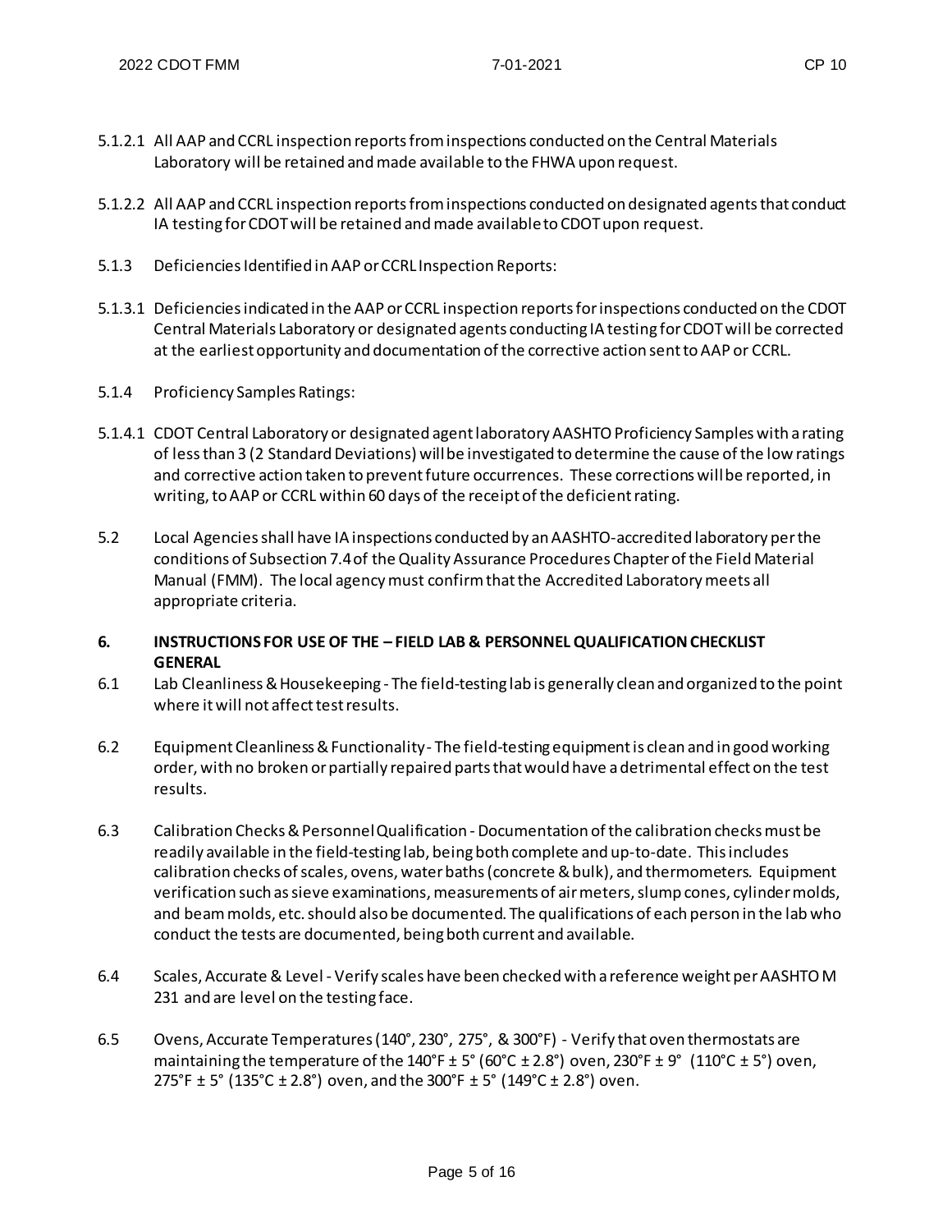5.1.2.1 All AAP and CCRL inspection reports from inspections conducted on the Central Materials Laboratory will be retained and made available to the FHWA upon request.

5.1.2.2 All AAP and CCRL inspection reports from inspections conducted on designated agents that conduct IA testing for CDOT will be retained and made available to CDOT upon request.

5.1.3 Deficiencies Identified in AAP or CCRL Inspection Reports:

5.1.3.1 Deficiencies indicated in the AAP or CCRL inspection reports for inspections conducted on the CDOT Central Materials Laboratory or designated agents conducting IA testing for CDOT will be corrected at the earliest opportunity and documentation of the corrective action sent to AAP or CCRL.

5.1.4 Proficiency Samples Ratings:

5.1.4.1 CDOT Central Laboratory or designated agent laboratory AASHTO Proficiency Samples with a rating of less than 3 (2 Standard Deviations) will be investigated to determine the cause of the low ratings and corrective action taken to prevent future occurrences. These corrections will be reported, in writing, to AAP or CCRL within 60 days of the receipt of the deficient rating.

5.2 Local Agencies shall have IA inspections conducted by an AASHTO-accredited laboratory per the conditions of Subsection 7.4 of the Quality Assurance Procedures Chapter of the Field Material Manual (FMM). The local agency must confirm that the Accredited Laboratory meets all appropriate criteria.

## 6. INSTRUCTIONS FOR USE OF THE – FIELD LAB & PERSONNEL QUALIFICATION CHECKLIST GENERAL

6.1 Lab Cleanliness & Housekeeping - The field-testing lab is generally clean and organized to the point where it will not affect test results.

6.2 Equipment Cleanliness & Functionality - The field-testing equipment is clean and in good working order, with no broken or partially repaired parts that would have a detrimental effect on the test results.

6.3 Calibration Checks & Personnel Qualification - Documentation of the calibration checks must be readily available in the field-testing lab, being both complete and up-to-date. This includes calibration checks of scales, ovens, water baths (concrete & bulk), and thermometers. Equipment verification such as sieve examinations, measurements of air meters, slump cones, cylinder molds, and beam molds, etc. should also be documented. The qualifications of each person in the lab who conduct the tests are documented, being both current and available.

6.4 Scales, Accurate & Level - Verify scales have been checked with a reference weight per AASHTO M 231 and are level on the testing face.

6.5 Ovens, Accurate Temperatures (140°, 230°, 275°, & 300°F) - Verify that oven thermostats are maintaining the temperature of the 140°F ± 5° (60°C ± 2.8°) oven, 230°F ± 9° (110°C ± 5°) oven, 275°F ± 5° (135°C ± 2.8°) oven, and the 300°F ± 5° (149°C ± 2.8°) oven.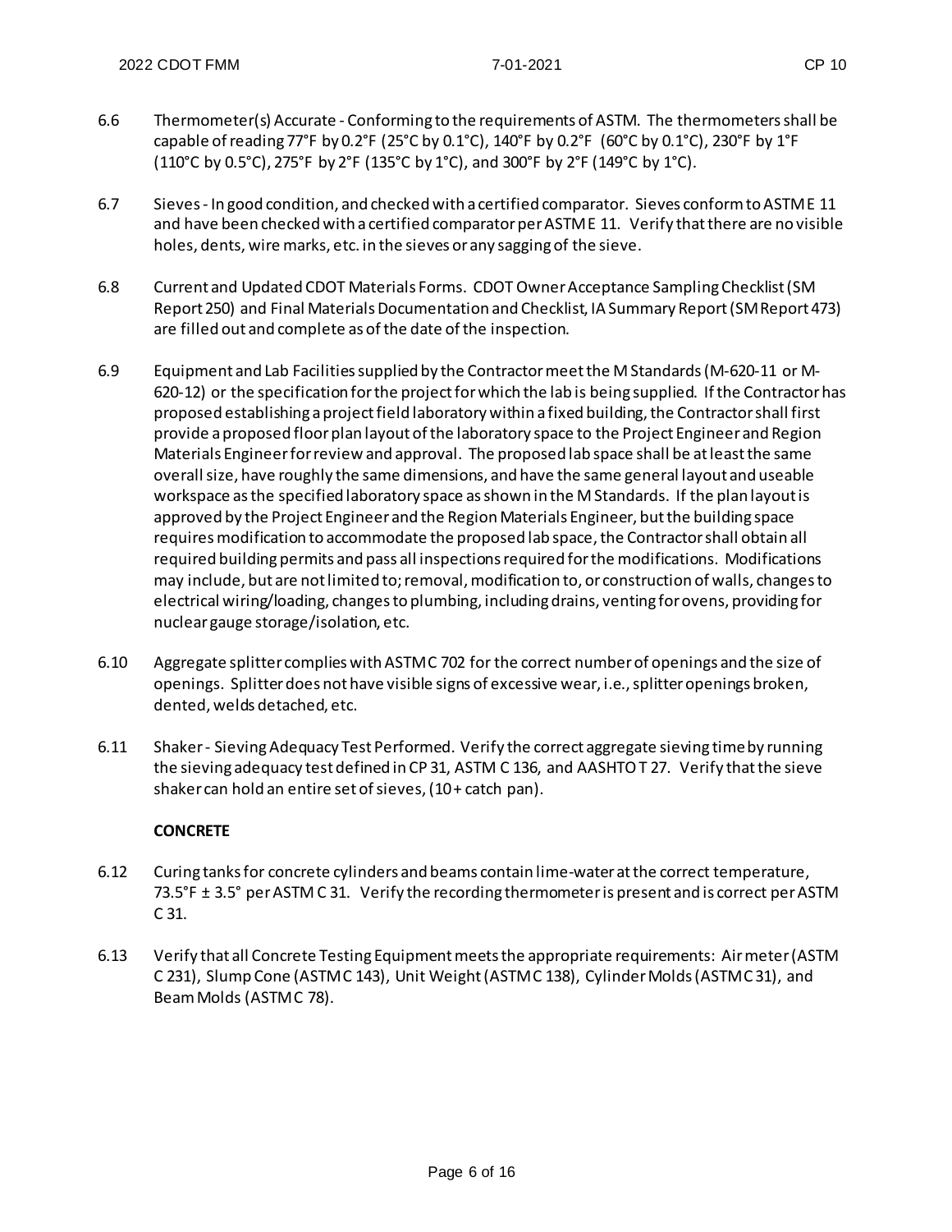6.6 Thermometer(s) Accurate - Conforming to the requirements of ASTM. The thermometers shall be capable of reading 77°F by 0.2°F (25°C by 0.1°C), 140°F by 0.2°F (60°C by 0.1°C), 230°F by 1°F (110°C by 0.5°C), 275°F by 2°F (135°C by 1°C), and 300°F by 2°F (149°C by 1°C).

6.7 Sieves - In good condition, and checked with a certified comparator. Sieves conform to ASTM E 11 and have been checked with a certified comparator per ASTM E 11. Verify that there are no visible holes, dents, wire marks, etc. in the sieves or any sagging of the sieve.

6.8 Current and Updated CDOT Materials Forms. CDOT Owner Acceptance Sampling Checklist (SM Report 250) and Final Materials Documentation and Checklist, IA Summary Report (SM Report 473) are filled out and complete as of the date of the inspection.

6.9 Equipment and Lab Facilities supplied by the Contractor meet the M Standards (M-620-11 or M-620-12) or the specification for the project for which the lab is being supplied. If the Contractor has proposed establishing a project field laboratory within a fixed building, the Contractor shall first provide a proposed floor plan layout of the laboratory space to the Project Engineer and Region Materials Engineer for review and approval. The proposed lab space shall be at least the same overall size, have roughly the same dimensions, and have the same general layout and useable workspace as the specified laboratory space as shown in the M Standards. If the plan layout is approved by the Project Engineer and the Region Materials Engineer, but the building space requires modification to accommodate the proposed lab space, the Contractor shall obtain all required building permits and pass all inspections required for the modifications. Modifications may include, but are not limited to; removal, modification to, or construction of walls, changes to electrical wiring/loading, changes to plumbing, including drains, venting for ovens, providing for nuclear gauge storage/isolation, etc.

6.10 Aggregate splitter complies with ASTM C 702 for the correct number of openings and the size of openings. Splitter does not have visible signs of excessive wear, i.e., splitter openings broken, dented, welds detached, etc.

6.11 Shaker - Sieving Adequacy Test Performed. Verify the correct aggregate sieving time by running the sieving adequacy test defined in CP 31, ASTM C 136, and AASHTO T 27. Verify that the sieve shaker can hold an entire set of sieves, (10+ catch pan).

**CONCRETE**

6.12 Curing tanks for concrete cylinders and beams contain lime-water at the correct temperature, 73.5°F ± 3.5° per ASTM C 31. Verify the recording thermometer is present and is correct per ASTM C 31.

6.13 Verify that all Concrete Testing Equipment meets the appropriate requirements: Air meter (ASTM C 231), Slump Cone (ASTM C 143), Unit Weight (ASTM C 138), Cylinder Molds (ASTM C 31), and Beam Molds (ASTM C 78).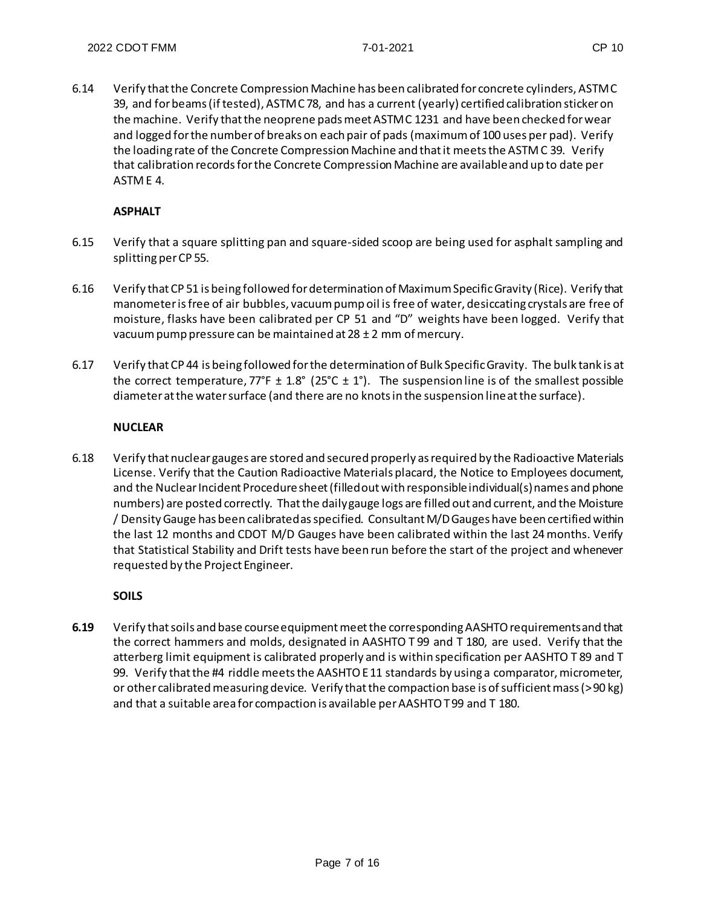6.14 Verify that the Concrete Compression Machine has been calibrated for concrete cylinders, ASTM C 39, and for beams (if tested), ASTM C 78, and has a current (yearly) certified calibration sticker on the machine. Verify that the neoprene pads meet ASTM C 1231 and have been checked for wear and logged for the number of breaks on each pair of pads (maximum of 100 uses per pad). Verify the loading rate of the Concrete Compression Machine and that it meets the ASTM C 39. Verify that calibration records for the Concrete Compression Machine are available and up to date per ASTM E 4.

**ASPHALT**

6.15 Verify that a square splitting pan and square-sided scoop are being used for asphalt sampling and splitting per CP 55.

6.16 Verify that CP 51 is being followed for determination of Maximum Specific Gravity (Rice). Verify that manometer is free of air bubbles, vacuum pump oil is free of water, desiccating crystals are free of moisture, flasks have been calibrated per CP 51 and "D" weights have been logged. Verify that vacuum pump pressure can be maintained at 28 ± 2 mm of mercury.

6.17 Verify that CP 44 is being followed for the determination of Bulk Specific Gravity. The bulk tank is at the correct temperature, 77°F ± 1.8° (25°C ± 1°). The suspension line is of the smallest possible diameter at the water surface (and there are no knots in the suspension line at the surface).

**NUCLEAR**

6.18 Verify that nuclear gauges are stored and secured properly as required by the Radioactive Materials License. Verify that the Caution Radioactive Materials placard, the Notice to Employees document, and the Nuclear Incident Procedure sheet (filled out with responsible individual(s) names and phone numbers) are posted correctly. That the daily gauge logs are filled out and current, and the Moisture / Density Gauge has been calibrated as specified. Consultant M/D Gauges have been certified within the last 12 months and CDOT M/D Gauges have been calibrated within the last 24 months. Verify that Statistical Stability and Drift tests have been run before the start of the project and whenever requested by the Project Engineer.

**SOILS**

**6.19** Verify that soils and base course equipment meet the corresponding AASHTO requirements and that the correct hammers and molds, designated in AASHTO T 99 and T 180, are used. Verify that the atterberg limit equipment is calibrated properly and is within specification per AASHTO T 89 and T 99. Verify that the #4 riddle meets the AASHTO E 11 standards by using a comparator, micrometer, or other calibrated measuring device. Verify that the compaction base is of sufficient mass (>90 kg) and that a suitable area for compaction is available per AASHTO T 99 and T 180.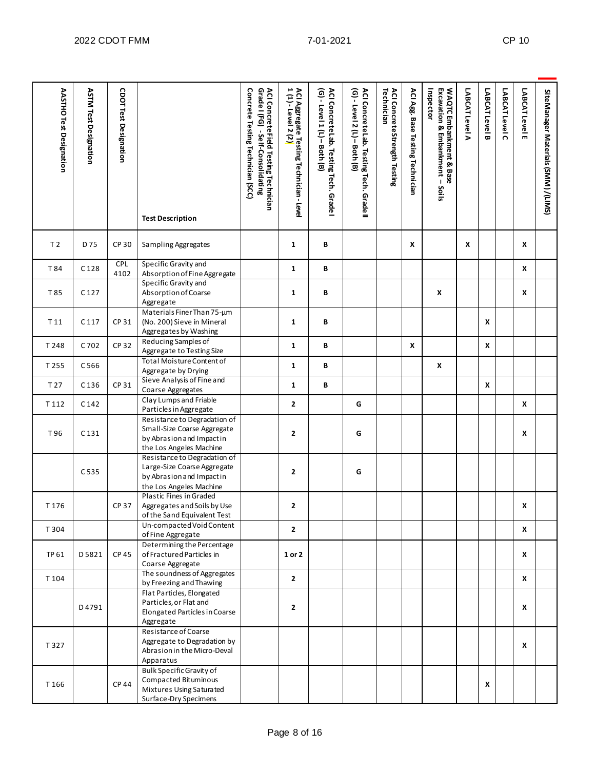| AASHTO Test Designation | ASTM Test Designation | CDOT Test Designation | Test Description | ACI Concrete Field Testing Technician Grade I (FG) - Self-Consolidating Concrete Testing Technician (SCC) | ACI Aggregate Testing Technician - Level 1 (1) - Level 2 (2) | ACI Concrete Lab. Testing Tech. Grade I (G) - Level 1 (L) – Both (B) | ACI Concrete Lab. Testing Tech. Grade II (G) - Level 2 (L) – Both (B) | ACI Concrete Strength Testing Technician | ACI Agg. Base Testing Technician | WAQTC Embankment & Base Excavation & Embankment – Soils Inspector | LABCAT Level A | LABCAT Level B | LABCAT Level C | LABCAT Level E | Site Manager Materials (SMM) /(LIMS) |
|---|---|---|---|---|---|---|---|---|---|---|---|---|---|---|---|
| T 2 | D 75 | CP 30 | Sampling Aggregates | | 1 | B | | | X | | X | | | X | |
| T 84 | C 128 | CPL 4102 | Specific Gravity and Absorption of Fine Aggregate | | 1 | B | | | | | | | | X | |
| T 85 | C 127 | | Specific Gravity and Absorption of Coarse Aggregate | | 1 | B | | | | X | | | | X | |
| T 11 | C 117 | CP 31 | Materials Finer Than 75-µm (No. 200) Sieve in Mineral Aggregates by Washing | | 1 | B | | | | | | X | | | |
| T 248 | C 702 | CP 32 | Reducing Samples of Aggregate to Testing Size | | 1 | B | | | X | | | X | | | |
| T 255 | C 566 | | Total Moisture Content of Aggregate by Drying | | 1 | B | | | | X | | | | | |
| T 27 | C 136 | CP 31 | Sieve Analysis of Fine and Coarse Aggregates | | 1 | B | | | | | | X | | | |
| T 112 | C 142 | | Clay Lumps and Friable Particles in Aggregate | | 2 | | G | | | | | | | X | |
| T 96 | C 131 | | Resistance to Degradation of Small-Size Coarse Aggregate by Abrasion and Impact in the Los Angeles Machine | | 2 | | G | | | | | | | X | |
| | C 535 | | Resistance to Degradation of Large-Size Coarse Aggregate by Abrasion and Impact in the Los Angeles Machine | | 2 | | G | | | | | | | | |
| T 176 | | CP 37 | Plastic Fines in Graded Aggregates and Soils by Use of the Sand Equivalent Test | | 2 | | | | | | | | | X | |
| T 304 | | | Un-compacted Void Content of Fine Aggregate | | 2 | | | | | | | | | X | |
| TP 61 | D 5821 | CP 45 | Determining the Percentage of Fractured Particles in Coarse Aggregate | | 1 or 2 | | | | | | | | | X | |
| T 104 | | | The soundness of Aggregates by Freezing and Thawing | | 2 | | | | | | | | | X | |
| | D 4791 | | Flat Particles, Elongated Particles, or Flat and Elongated Particles in Coarse Aggregate | | 2 | | | | | | | | | X | |
| T 327 | | | Resistance of Coarse Aggregate to Degradation by Abrasion in the Micro-Deval Apparatus | | | | | | | | | | | X | |
| T 166 | | CP 44 | Bulk Specific Gravity of Compacted Bituminous Mixtures Using Saturated Surface-Dry Specimens | | | | | | | | | X | | | |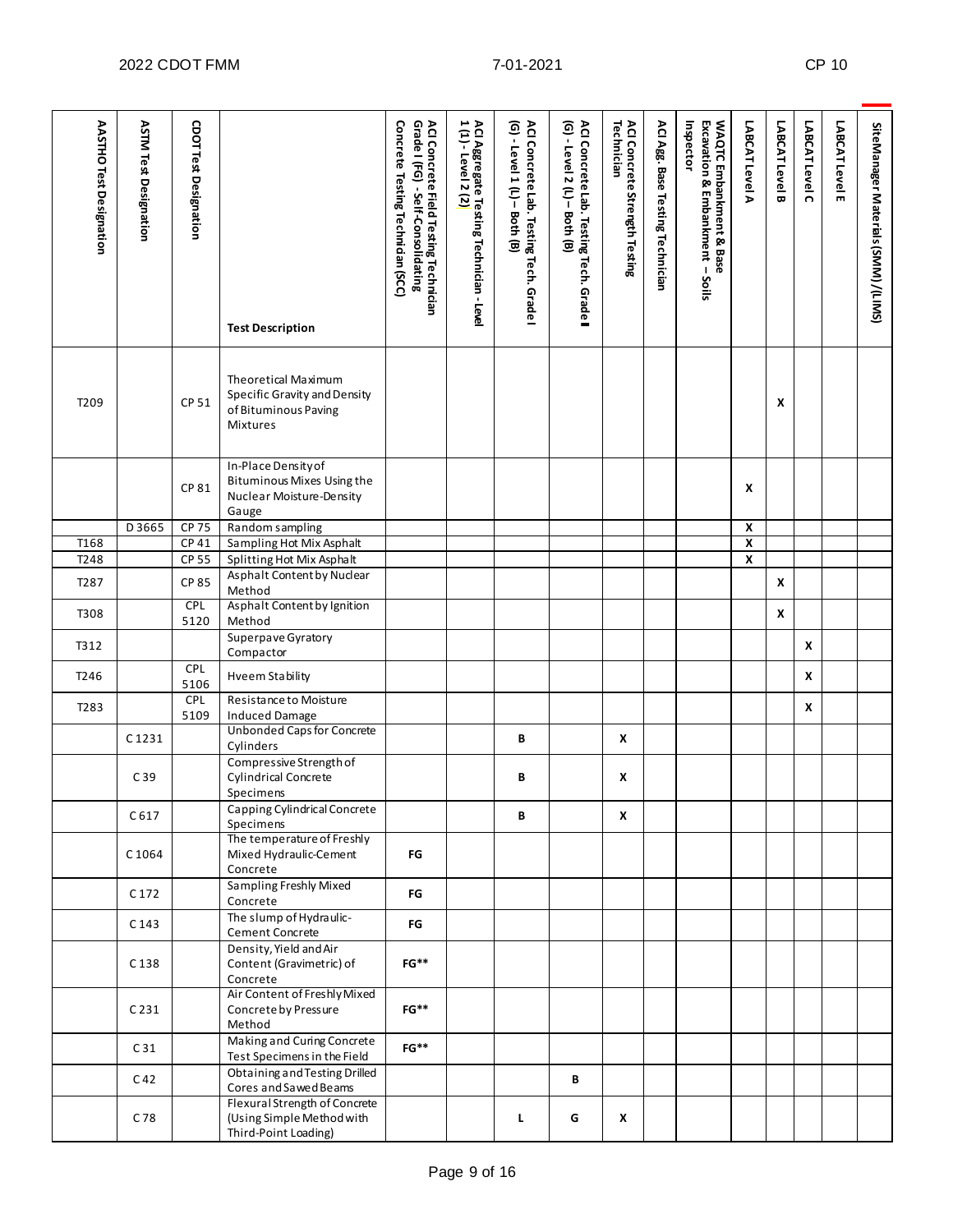| AASTHO Test Designation | ASTM Test Designation | CDOT Test Designation | Test Description | ACI Concrete Field Testing Technician Grade I (FG) - Self-Consolidating Concrete Testing Technician (SCC) | ACI Aggregate Testing Technician - Level 1 (1) - Level 2 (2) | ACI Concrete Lab. Testing Tech. Grade I (G) - Level 1 (L) – Both (B) | ACI Concrete Lab. Testing Tech. Grade II (G) - Level 2 (L) – Both (B) | ACI Concrete Strength Testing Technician | ACI Agg. Base Testing Technician | WAQTC Embankment & Base Excavation & Embankment – Soils Inspector | LABCAT Level A | LABCAT Level B | LABCAT Level C | LABCAT Level E | SiteManager Materials (SMM)/(LIMS) |
|---|---|---|---|---|---|---|---|---|---|---|---|---|---|---|---|
| T209 | | CP 51 | Theoretical Maximum Specific Gravity and Density of Bituminous Paving Mixtures | | | | | | | | | X | | | |
| | | CP 81 | In-Place Density of Bituminous Mixes Using the Nuclear Moisture-Density Gauge | | | | | | | | X | | | | |
| | D 3665 | CP 75 | Random sampling | | | | | | | | X | | | | |
| T168 | | CP 41 | Sampling Hot Mix Asphalt | | | | | | | | X | | | | |
| T248 | | CP 55 | Splitting Hot Mix Asphalt | | | | | | | | X | | | | |
| T287 | | CP 85 | Asphalt Content by Nuclear Method | | | | | | | | | X | | | |
| T308 | | CPL 5120 | Asphalt Content by Ignition Method | | | | | | | | | X | | | |
| T312 | | | Superpave Gyratory Compactor | | | | | | | | | | X | | |
| T246 | | CPL 5106 | Hveem Stability | | | | | | | | | | X | | |
| T283 | | CPL 5109 | Resistance to Moisture Induced Damage | | | | | | | | | | X | | |
| | C 1231 | | Unbonded Caps for Concrete Cylinders | | | B | | X | | | | | | | |
| | C 39 | | Compressive Strength of Cylindrical Concrete Specimens | | | B | | X | | | | | | | |
| | C 617 | | Capping Cylindrical Concrete Specimens | | | B | | X | | | | | | | |
| | C 1064 | | The temperature of Freshly Mixed Hydraulic-Cement Concrete | FG | | | | | | | | | | | |
| | C 172 | | Sampling Freshly Mixed Concrete | FG | | | | | | | | | | | |
| | C 143 | | The slump of Hydraulic-Cement Concrete | FG | | | | | | | | | | | |
| | C 138 | | Density, Yield and Air Content (Gravimetric) of Concrete | FG** | | | | | | | | | | | |
| | C 231 | | Air Content of Freshly Mixed Concrete by Pressure Method | FG** | | | | | | | | | | | |
| | C 31 | | Making and Curing Concrete Test Specimens in the Field | FG** | | | | | | | | | | | |
| | C 42 | | Obtaining and Testing Drilled Cores and Sawed Beams | | | | B | | | | | | | | |
| | C 78 | | Flexural Strength of Concrete (Using Simple Method with Third-Point Loading) | | | L | G | X | | | | | | | |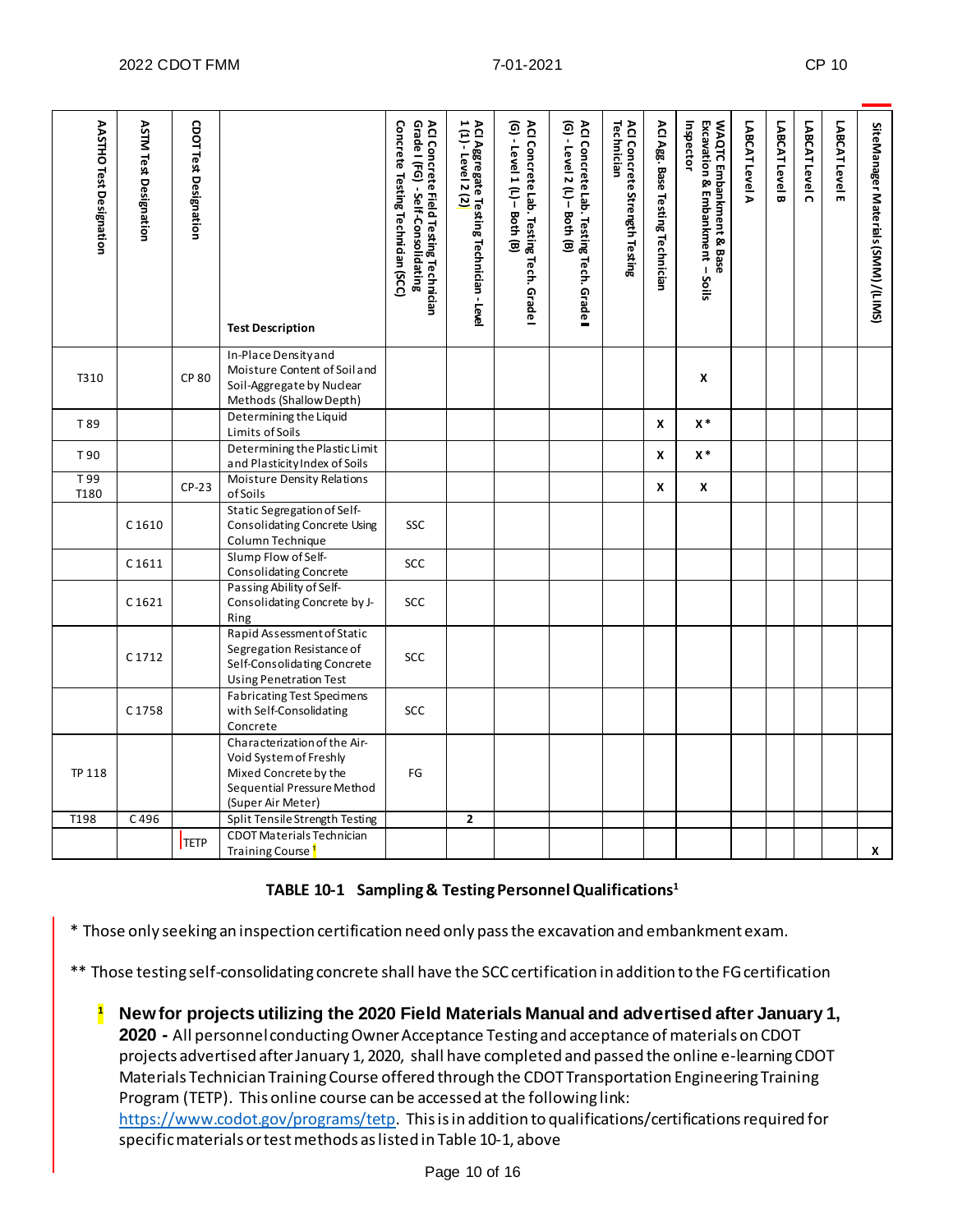| AASHTO Test Designation | ASTM Test Designation | CDOT Test Designation | Test Description | ACI Concrete Field Testing Technician Grade I (FG) - Self-Consolidating Concrete Testing Technician (SCC) | ACI Aggregate Testing Technician - Level 1 (1) - Level 2 (2) | ACI Concrete Lab. Testing Tech. Grade I (G) - Level 1 (L) – Both (B) | ACI Concrete Lab. Testing Tech. Grade II (G) - Level 2 (L) – Both (B) | ACI Concrete Strength Testing Technician | ACI Agg. Base Testing Technician | WAQTC Embankment & Base Excavation & Embankment – Soils Inspector | LABCAT Level A | LABCAT Level B | LABCAT Level C | LABCAT Level E | SiteManager Materials (SMM)/(LIMS) |
|---|---|---|---|---|---|---|---|---|---|---|---|---|---|---|---|
| T310 | | CP 80 | In-Place Density and Moisture Content of Soil and Soil-Aggregate by Nuclear Methods (Shallow Depth) | | | | | | | X | | | | | |
| T 89 | | | Determining the Liquid Limits of Soils | | | | | | X | X* | | | | | |
| T 90 | | | Determining the Plastic Limit and Plasticity Index of Soils | | | | | | X | X* | | | | | |
| T 99 T180 | | CP-23 | Moisture Density Relations of Soils | | | | | | X | X | | | | | |
| | C 1610 | | Static Segregation of Self-Consolidating Concrete Using Column Technique | SSC | | | | | | | | | | | |
| | C 1611 | | Slump Flow of Self-Consolidating Concrete | SCC | | | | | | | | | | | |
| | C 1621 | | Passing Ability of Self-Consolidating Concrete by J-Ring | SCC | | | | | | | | | | | |
| | C 1712 | | Rapid Assessment of Static Segregation Resistance of Self-Consolidating Concrete Using Penetration Test | SCC | | | | | | | | | | | |
| | C 1758 | | Fabricating Test Specimens with Self-Consolidating Concrete | SCC | | | | | | | | | | | |
| TP 118 | | | Characterization of the Air-Void System of Freshly Mixed Concrete by the Sequential Pressure Method (Super Air Meter) | FG | | | | | | | | | | | |
| T198 | C 496 | | Split Tensile Strength Testing | | 2 | | | | | | | | | | |
| | | TETP | CDOT Materials Technician Training Course [1] | | | | | | | | | | | | X |

**TABLE 10-1 Sampling & Testing Personnel Qualifications[1]**

* Those only seeking an inspection certification need only pass the excavation and embankment exam.

** Those testing self-consolidating concrete shall have the SCC certification in addition to the FG certification

[1] **New for projects utilizing the 2020 Field Materials Manual and advertised after January 1, 2020 -** All personnel conducting Owner Acceptance Testing and acceptance of materials on CDOT projects advertised after January 1, 2020, shall have completed and passed the online e-learning CDOT Materials Technician Training Course offered through the CDOT Transportation Engineering Training Program (TETP). This online course can be accessed at the following link: https://www.codot.gov/programs/tetp. This is in addition to qualifications/certifications required for specific materials or test methods as listed in Table 10-1, above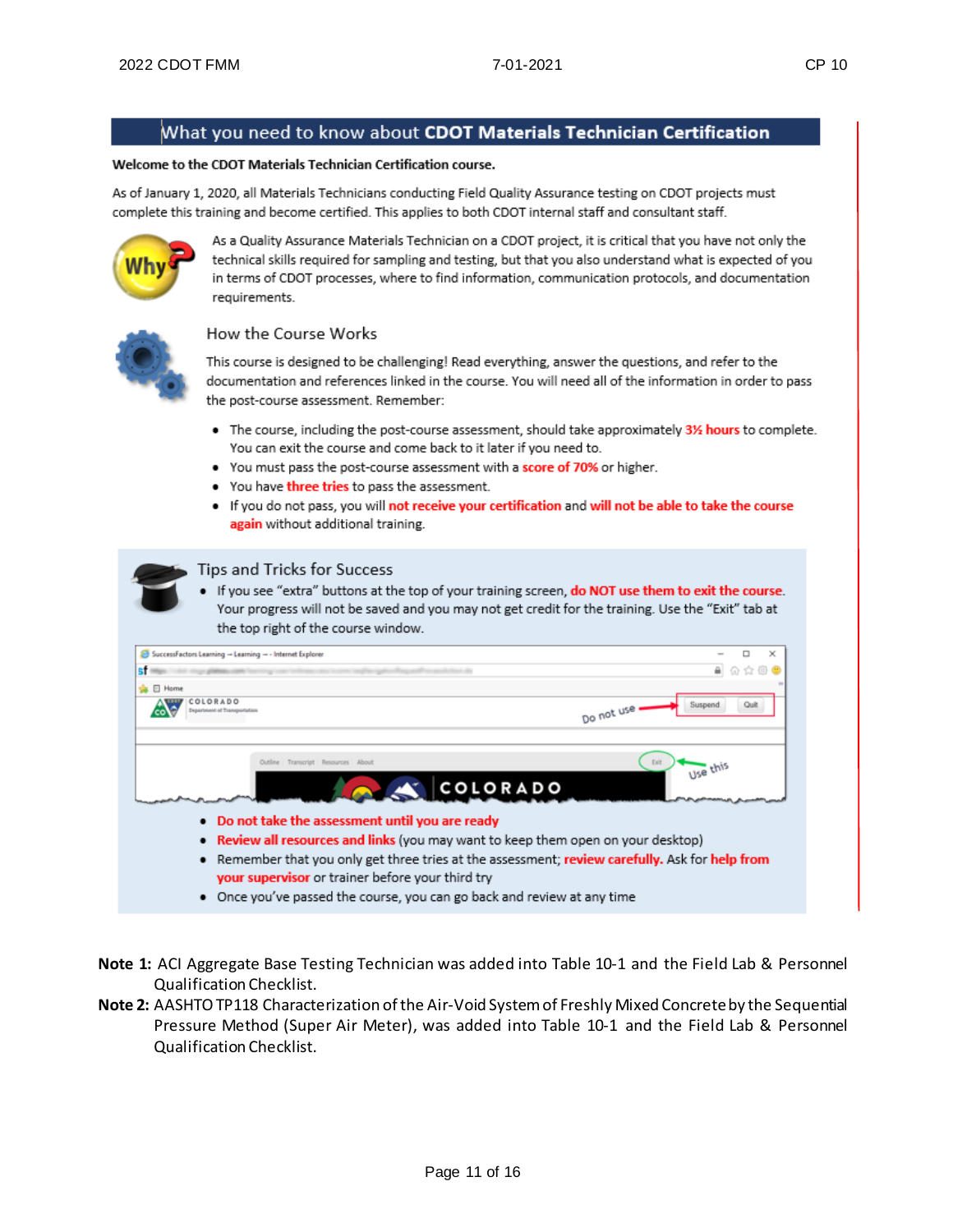# What you need to know about **CDOT Materials Technician Certification**

**Welcome to the CDOT Materials Technician Certification course.**

As of January 1, 2020, all Materials Technicians conducting Field Quality Assurance testing on CDOT projects must complete this training and become certified. This applies to both CDOT internal staff and consultant staff.

As a Quality Assurance Materials Technician on a CDOT project, it is critical that you have not only the technical skills required for sampling and testing, but that you also understand what is expected of you in terms of CDOT processes, where to find information, communication protocols, and documentation requirements.

## How the Course Works

This course is designed to be challenging! Read everything, answer the questions, and refer to the documentation and references linked in the course. You will need all of the information in order to pass the post-course assessment. Remember:

- The course, including the post-course assessment, should take approximately **3½ hours** to complete. You can exit the course and come back to it later if you need to.
- You must pass the post-course assessment with a **score of 70%** or higher.
- You have **three tries** to pass the assessment.
- If you do not pass, you will **not receive your certification** and **will not be able to take the course again** without additional training.

## Tips and Tricks for Success

- If you see "extra" buttons at the top of your training screen, **do NOT use them to exit the course**. Your progress will not be saved and you may not get credit for the training. Use the "Exit" tab at the top right of the course window.
- **Do not take the assessment until you are ready**
- **Review all resources and links** (you may want to keep them open on your desktop)
- Remember that you only get three tries at the assessment; **review carefully.** Ask for **help from your supervisor** or trainer before your third try
- Once you've passed the course, you can go back and review at any time

**Note 1:** ACI Aggregate Base Testing Technician was added into Table 10-1 and the Field Lab & Personnel Qualification Checklist.

**Note 2:** AASHTO TP118 Characterization of the Air-Void System of Freshly Mixed Concrete by the Sequential Pressure Method (Super Air Meter), was added into Table 10-1 and the Field Lab & Personnel Qualification Checklist.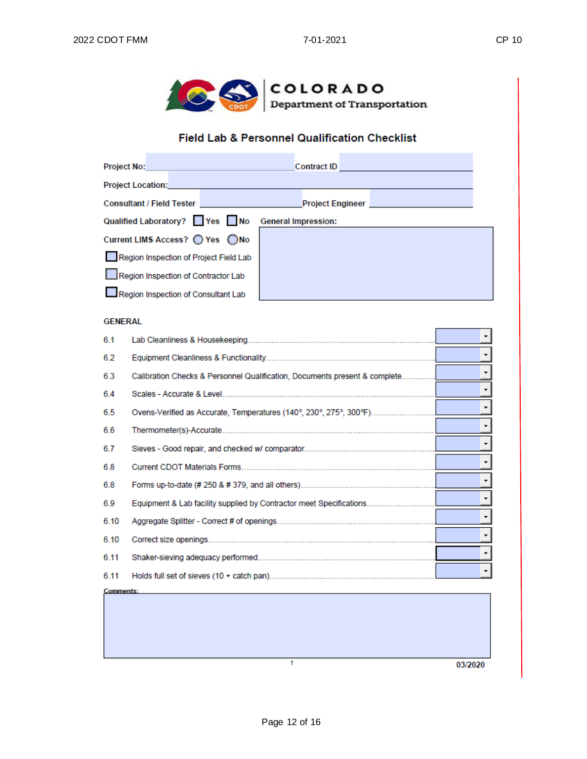COLORADO
Department of Transportation

# Field Lab & Personnel Qualification Checklist

**Project No:** ______________________ **Contract ID** ______________________

**Project Location:** ______________________________________________

**Consultant / Field Tester** ______________________ **Project Engineer** ______________________

**Qualified Laboratory?** ☐ Yes ☐ No **General Impression:**

**Current LIMS Access?** ◯ Yes ◯ No

☐ Region Inspection of Project Field Lab

☐ Region Inspection of Contractor Lab

☐ Region Inspection of Consultant Lab

## GENERAL

| No. | Item | |
|---|---|---|
| 6.1 | Lab Cleanliness & Housekeeping | |
| 6.2 | Equipment Cleanliness & Functionality | |
| 6.3 | Calibration Checks & Personnel Qualification, Documents present & complete | |
| 6.4 | Scales - Accurate & Level | |
| 6.5 | Ovens-Verified as Accurate, Temperatures (140°, 230°, 275°, 300°F) | |
| 6.6 | Thermometer(s)-Accurate | |
| 6.7 | Sieves - Good repair, and checked w/ comparator | |
| 6.8 | Current CDOT Materials Forms | |
| 6.8 | Forms up-to-date (# 250 & # 379, and all others) | |
| 6.9 | Equipment & Lab facility supplied by Contractor meet Specifications | |
| 6.10 | Aggregate Splitter - Correct # of openings | |
| 6.10 | Correct size openings | |
| 6.11 | Shaker-sieving adequacy performed | |
| 6.11 | Holds full set of sieves (10 + catch pan) | |

**Comments:**

03/2020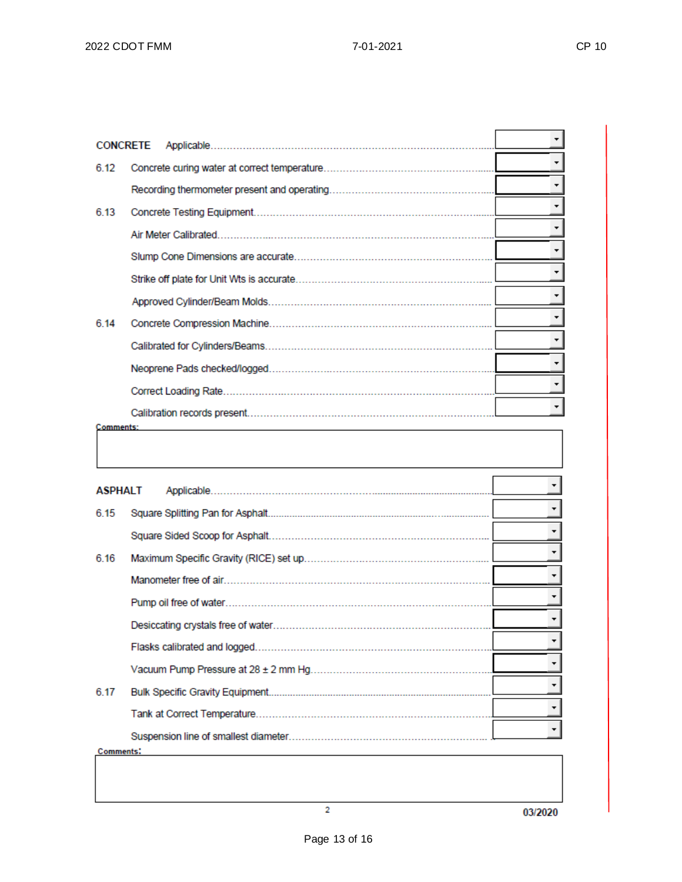**CONCRETE** Applicable

| No. | Item | |
|---|---|---|
| 6.12 | Concrete curing water at correct temperature | |
| | Recording thermometer present and operating | |
| 6.13 | Concrete Testing Equipment | |
| | Air Meter Calibrated | |
| | Slump Cone Dimensions are accurate | |
| | Strike off plate for Unit Wts is accurate | |
| | Approved Cylinder/Beam Molds | |
| 6.14 | Concrete Compression Machine | |
| | Calibrated for Cylinders/Beams | |
| | Neoprene Pads checked/logged | |
| | Correct Loading Rate | |
| | Calibration records present | |

**Comments:**

**ASPHALT** Applicable

| No. | Item | |
|---|---|---|
| 6.15 | Square Splitting Pan for Asphalt | |
| | Square Sided Scoop for Asphalt | |
| 6.16 | Maximum Specific Gravity (RICE) set up | |
| | Manometer free of air | |
| | Pump oil free of water | |
| | Desiccating crystals free of water | |
| | Flasks calibrated and logged | |
| | Vacuum Pump Pressure at 28 ± 2 mm Hg | |
| 6.17 | Bulk Specific Gravity Equipment | |
| | Tank at Correct Temperature | |
| | Suspension line of smallest diameter | |

**Comments:**

2

03/2020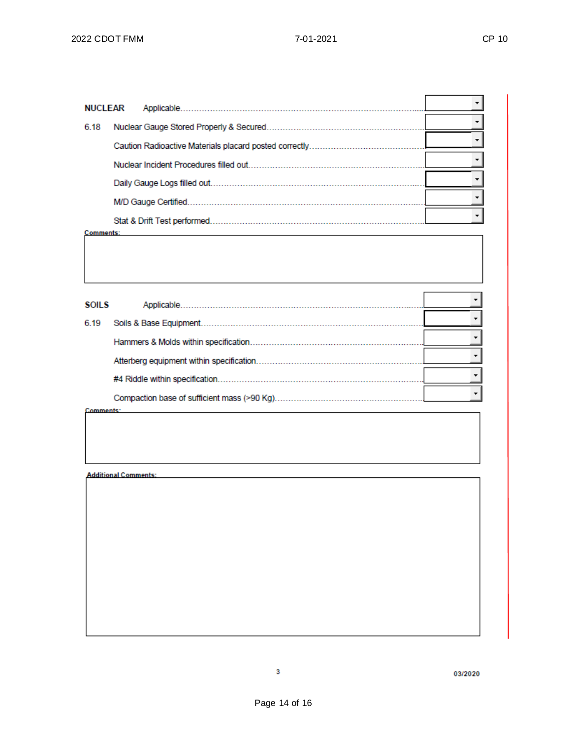**NUCLEAR** Applicable

6.18 Nuclear Gauge Stored Properly & Secured

Caution Radioactive Materials placard posted correctly

Nuclear Incident Procedures filled out

Daily Gauge Logs filled out

M/D Gauge Certified

Stat & Drift Test performed

Comments:

**SOILS** Applicable

6.19 Soils & Base Equipment

Hammers & Molds within specification

Atterberg equipment within specification

#4 Riddle within specification

Compaction base of sufficient mass (>90 Kg)

Comments:

Additional Comments:

03/2020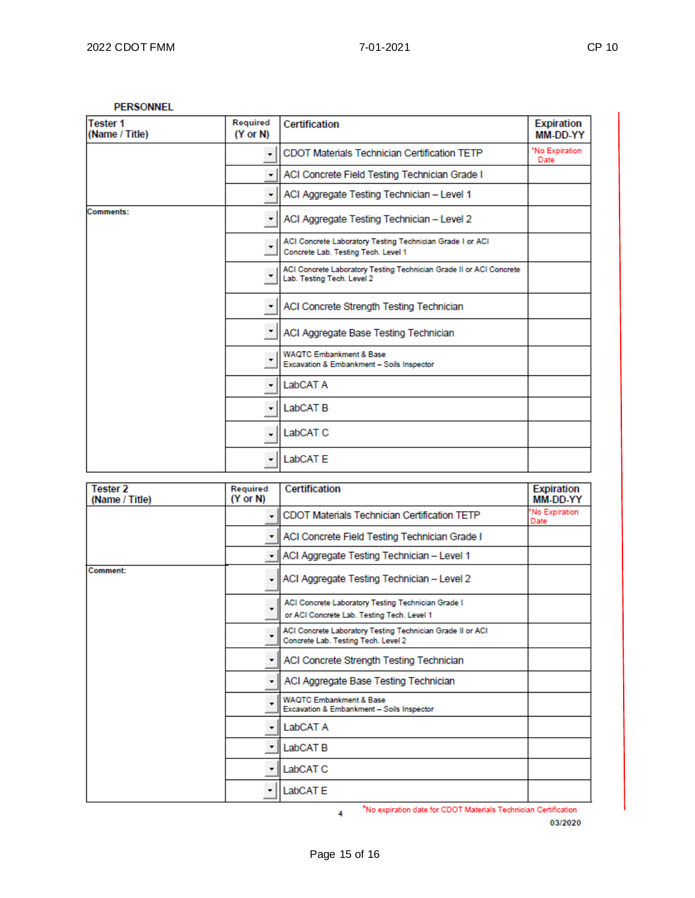**PERSONNEL**

| Tester 1 (Name / Title) | Required (Y or N) | Certification | Expiration MM-DD-YY |
|---|---|---|---|
| | | CDOT Materials Technician Certification TETP | *No Expiration Date |
| | | ACI Concrete Field Testing Technician Grade I | |
| | | ACI Aggregate Testing Technician – Level 1 | |
| Comments: | | ACI Aggregate Testing Technician – Level 2 | |
| | | ACI Concrete Laboratory Testing Technician Grade I or ACI Concrete Lab. Testing Tech. Level 1 | |
| | | ACI Concrete Laboratory Testing Technician Grade II or ACI Concrete Lab. Testing Tech. Level 2 | |
| | | ACI Concrete Strength Testing Technician | |
| | | ACI Aggregate Base Testing Technician | |
| | | WAQTC Embankment & Base Excavation & Embankment – Soils Inspector | |
| | | LabCAT A | |
| | | LabCAT B | |
| | | LabCAT C | |
| | | LabCAT E | |

| Tester 2 (Name / Title) | Required (Y or N) | Certification | Expiration MM-DD-YY |
|---|---|---|---|
| | | CDOT Materials Technician Certification TETP | *No Expiration Date |
| | | ACI Concrete Field Testing Technician Grade I | |
| | | ACI Aggregate Testing Technician – Level 1 | |
| Comment: | | ACI Aggregate Testing Technician – Level 2 | |
| | | ACI Concrete Laboratory Testing Technician Grade I or ACI Concrete Lab. Testing Tech. Level 1 | |
| | | ACI Concrete Laboratory Testing Technician Grade II or ACI Concrete Lab. Testing Tech. Level 2 | |
| | | ACI Concrete Strength Testing Technician | |
| | | ACI Aggregate Base Testing Technician | |
| | | WAQTC Embankment & Base Excavation & Embankment – Soils Inspector | |
| | | LabCAT A | |
| | | LabCAT B | |
| | | LabCAT C | |
| | | LabCAT E | |

*No expiration date for CDOT Materials Technician Certification

03/2020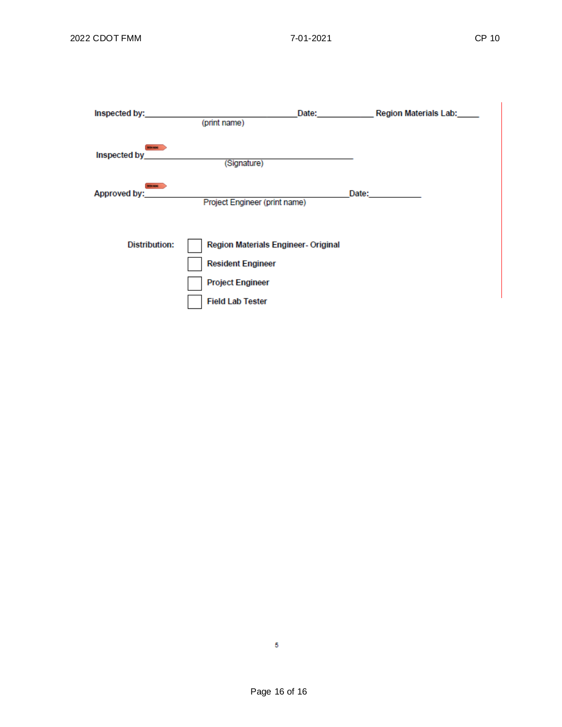**Inspected by:**______________________________ **Date:**____________ **Region Materials Lab:**_____
(print name)

**Inspected by**________________________________________
(Signature)

**Approved by:**________________________________________ **Date:**____________
Project Engineer (print name)

**Distribution:**

- ☐ **Region Materials Engineer- Original**
- ☐ **Resident Engineer**
- ☐ **Project Engineer**
- ☐ **Field Lab Tester**

5